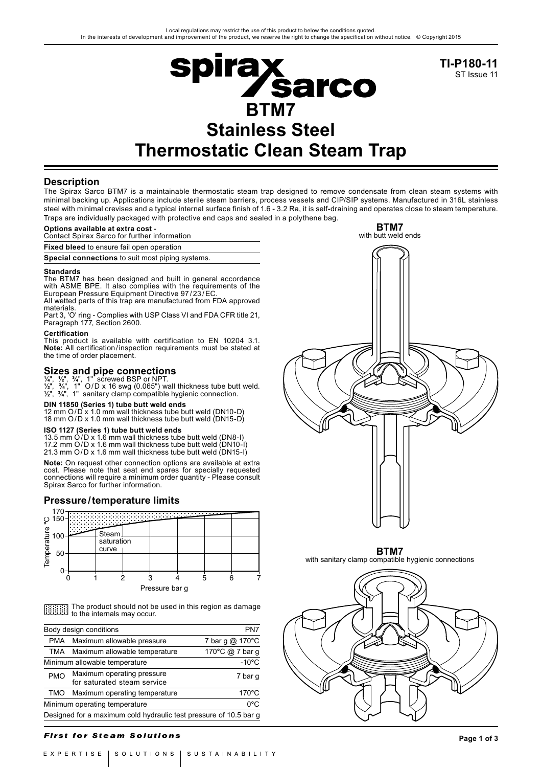Local regulations may restrict the use of this product to below the conditions quoted.
In the interests of development and improvement of the product, we reserve the right to change the specification without notice. © Copyright 2015

**TI-P180-11**
ST Issue 11

# BTM7
# Stainless Steel
# Thermostatic Clean Steam Trap

## Description

The Spirax Sarco BTM7 is a maintainable thermostatic steam trap designed to remove condensate from clean steam systems with minimal backing up. Applications include sterile steam barriers, process vessels and CIP/SIP systems. Manufactured in 316L stainless steel with minimal crevises and a typical internal surface finish of 1.6 - 3.2 Ra, it is self-draining and operates close to steam temperature. Traps are individually packaged with protective end caps and sealed in a polythene bag.

**Options available at extra cost** -
Contact Spirax Sarco for further information

**Fixed bleed** to ensure fail open operation

**Special connections** to suit most piping systems.

**Standards**
The BTM7 has been designed and built in general accordance with ASME BPE. It also complies with the requirements of the European Pressure Equipment Directive 97/23/EC.
All wetted parts of this trap are manufactured from FDA approved materials.
Part 3, 'O' ring - Complies with USP Class VI and FDA CFR title 21, Paragraph 177, Section 2600.

**Certification**
This product is available with certification to EN 10204 3.1.
**Note:** All certification/inspection requirements must be stated at the time of order placement.

## Sizes and pipe connections

¼", ½", ¾", 1" screwed BSP or NPT.
½", ¾", 1" O/D x 16 swg (0.065") wall thickness tube butt weld.
½", ¾", 1" sanitary clamp compatible hygienic connection.

**DIN 11850 (Series 1) tube butt weld ends**
12 mm O/D x 1.0 mm wall thickness tube butt weld (DN10-D)
18 mm O/D x 1.0 mm wall thickness tube butt weld (DN15-D)

**ISO 1127 (Series 1) tube butt weld ends**
13.5 mm O/D x 1.6 mm wall thickness tube butt weld (DN8-I)
17.2 mm O/D x 1.6 mm wall thickness tube butt weld (DN10-I)
21.3 mm O/D x 1.6 mm wall thickness tube butt weld (DN15-I)

**Note:** On request other connection options are available at extra cost. Please note that seat end spares for specially requested connections will require a minimum order quantity - Please consult Spirax Sarco for further information.

## Pressure/temperature limits

The product should not be used in this region as damage to the internals may occur.

| Body design conditions | | PN7 |
|---|---|---|
| PMA | Maximum allowable pressure | 7 bar g @ 170°C |
| TMA | Maximum allowable temperature | 170°C @ 7 bar g |
| Minimum allowable temperature | | -10°C |
| PMO | Maximum operating pressure for saturated steam service | 7 bar g |
| TMO | Maximum operating temperature | 170°C |
| Minimum operating temperature | | 0°C |
| Designed for a maximum cold hydraulic test pressure of 10.5 bar g | | |

**BTM7**
with butt weld ends

**BTM7**
with sanitary clamp compatible hygienic connections

*First for Steam Solutions*

EXPERTISE | SOLUTIONS | SUSTAINABILITY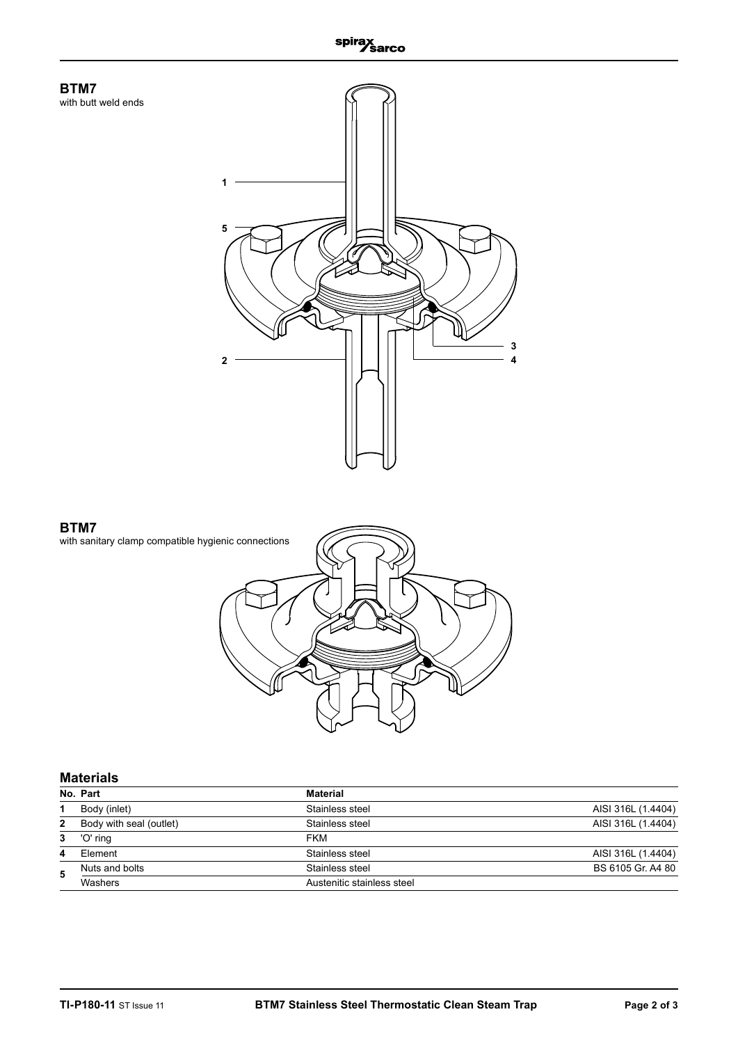## BTM7

with butt weld ends

1

5

3

4

2

## BTM7

with sanitary clamp compatible hygienic connections

## Materials

| No. | Part | Material | |
|---|---|---|---|
| 1 | Body (inlet) | Stainless steel | AISI 316L (1.4404) |
| 2 | Body with seal (outlet) | Stainless steel | AISI 316L (1.4404) |
| 3 | 'O' ring | FKM | |
| 4 | Element | Stainless steel | AISI 316L (1.4404) |
| 5 | Nuts and bolts | Stainless steel | BS 6105 Gr. A4 80 |
| | Washers | Austenitic stainless steel | |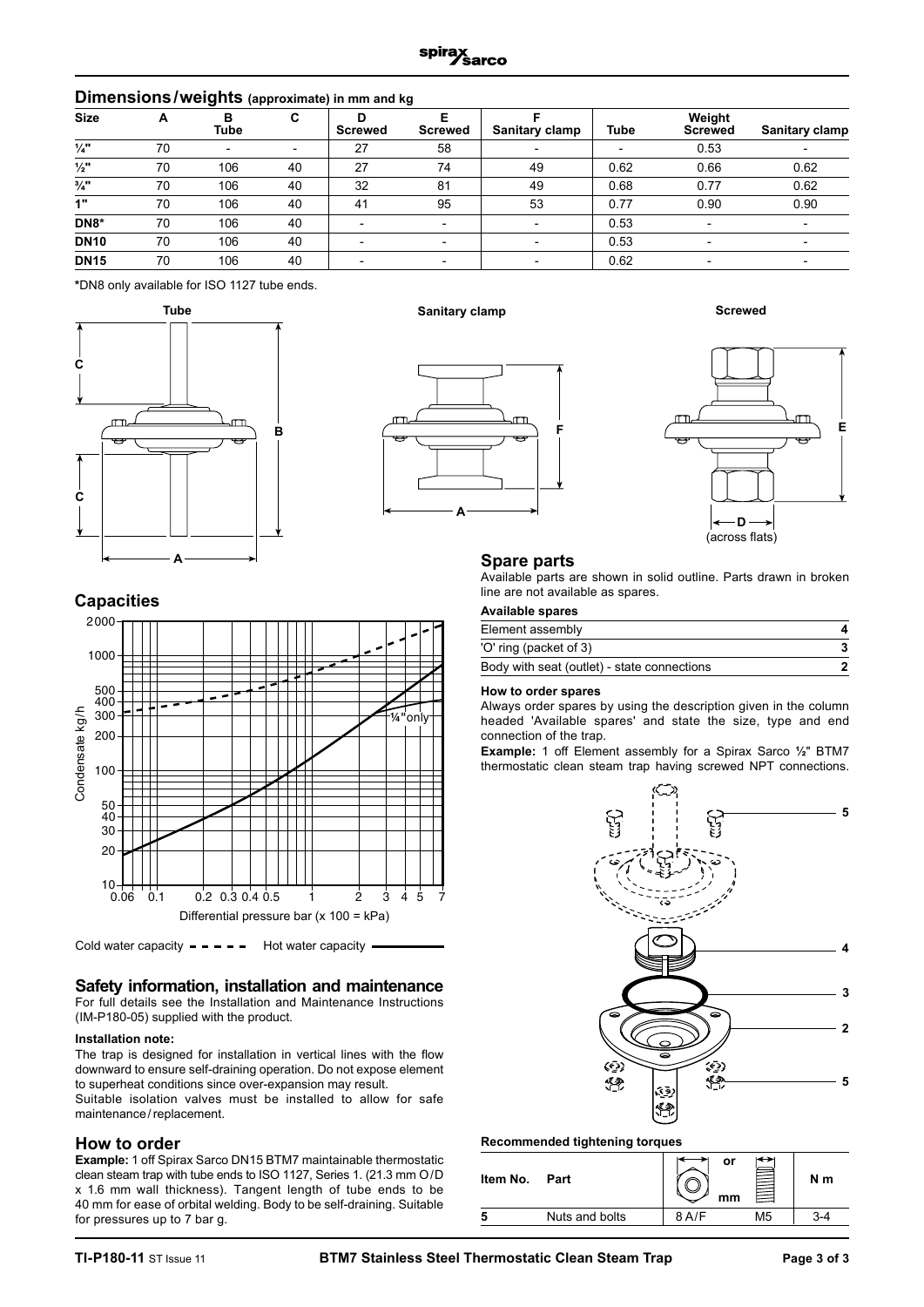## Dimensions/weights (approximate) in mm and kg

| Size | A | B Tube | C | D Screwed | E Screwed | F Sanitary clamp | Tube | Weight Screwed | Sanitary clamp |
|---|---|---|---|---|---|---|---|---|---|
| ¼" | 70 | - | - | 27 | 58 | - | - | 0.53 | - |
| ½" | 70 | 106 | 40 | 27 | 74 | 49 | 0.62 | 0.66 | 0.62 |
| ¾" | 70 | 106 | 40 | 32 | 81 | 49 | 0.68 | 0.77 | 0.62 |
| 1" | 70 | 106 | 40 | 41 | 95 | 53 | 0.77 | 0.90 | 0.90 |
| DN8* | 70 | 106 | 40 | - | - | - | 0.53 | - | - |
| DN10 | 70 | 106 | 40 | - | - | - | 0.53 | - | - |
| DN15 | 70 | 106 | 40 | - | - | - | 0.62 | - | - |

*DN8 only available for ISO 1127 tube ends.

Tube

C

B

C

A

Sanitary clamp

F

A

Screwed

E

D
(across flats)

## Capacities

2000
1000
500
400
300
200
100
50
40
30
20
10

Condensate kg/h

¼" only

0.06 0.1 0.2 0.3 0.4 0.5 1 2 3 4 5 7

Differential pressure bar (x 100 = kPa)

Cold water capacity - - - - - Hot water capacity ———

## Safety information, installation and maintenance

For full details see the Installation and Maintenance Instructions (IM-P180-05) supplied with the product.

#### Installation note:

The trap is designed for installation in vertical lines with the flow downward to ensure self-draining operation. Do not expose element to superheat conditions since over-expansion may result.

Suitable isolation valves must be installed to allow for safe maintenance/replacement.

## How to order

**Example:** 1 off Spirax Sarco DN15 BTM7 maintainable thermostatic clean steam trap with tube ends to ISO 1127, Series 1. (21.3 mm O/D x 1.6 mm wall thickness). Tangent length of tube ends to be 40 mm for ease of orbital welding. Body to be self-draining. Suitable for pressures up to 7 bar g.

## Spare parts

Available parts are shown in solid outline. Parts drawn in broken line are not available as spares.

#### Available spares

| | |
|---|---|
| Element assembly | 4 |
| 'O' ring (packet of 3) | 3 |
| Body with seat (outlet) - state connections | 2 |

#### How to order spares

Always order spares by using the description given in the column headed 'Available spares' and state the size, type and end connection of the trap.

**Example:** 1 off Element assembly for a Spirax Sarco ½" BTM7 thermostatic clean steam trap having screwed NPT connections.

5

4

3

2

5

#### Recommended tightening torques

| Item No. | Part | or | mm | N m |
|---|---|---|---|---|
| 5 | Nuts and bolts | 8 A/F | M5 | 3-4 |